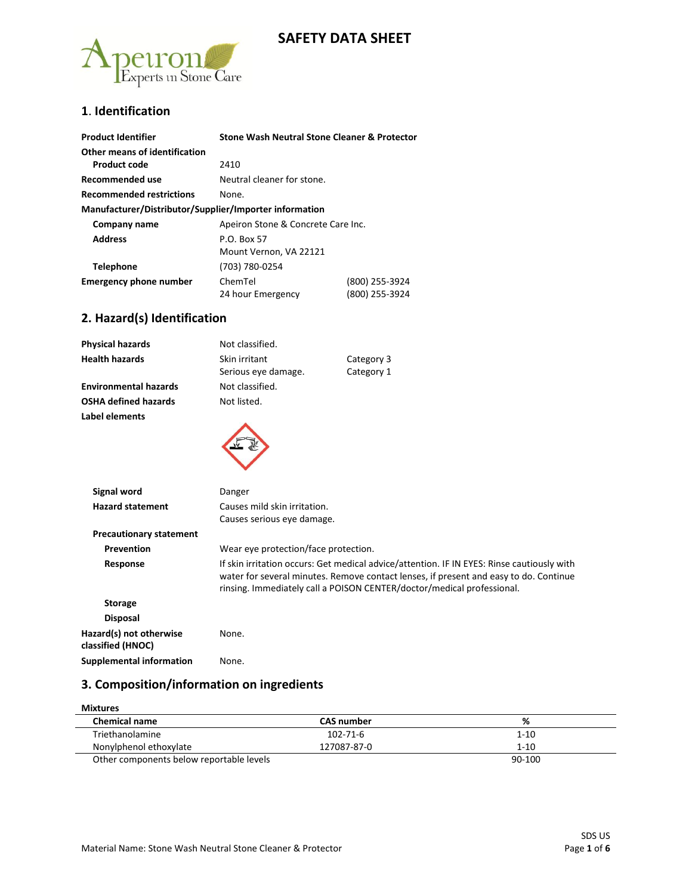# SAFETY DATA SHEET

## 1. Identification

| | | |
|---|---|---|
| **Product Identifier** | **Stone Wash Neutral Stone Cleaner & Protector** | |
| **Other means of identification** | | |
| **Product code** | 2410 | |
| **Recommended use** | Neutral cleaner for stone. | |
| **Recommended restrictions** | None. | |
| **Manufacturer/Distributor/Supplier/Importer information** | | |
| **Company name** | Apeiron Stone & Concrete Care Inc. | |
| **Address** | P.O. Box 57<br>Mount Vernon, VA 22121 | |
| **Telephone** | (703) 780-0254 | |
| **Emergency phone number** | ChemTel<br>24 hour Emergency | (800) 255-3924<br>(800) 255-3924 |

## 2. Hazard(s) Identification

| | | |
|---|---|---|
| **Physical hazards** | Not classified. | |
| **Health hazards** | Skin irritant<br>Serious eye damage. | Category 3<br>Category 1 |
| **Environmental hazards** | Not classified. | |
| **OSHA defined hazards** | Not listed. | |

**Label elements**

**Signal word** Danger

**Hazard statement** Causes mild skin irritation.
Causes serious eye damage.

**Precautionary statement**

**Prevention** Wear eye protection/face protection.

**Response** If skin irritation occurs: Get medical advice/attention. IF IN EYES: Rinse cautiously with water for several minutes. Remove contact lenses, if present and easy to do. Continue rinsing. Immediately call a POISON CENTER/doctor/medical professional.

**Storage**

**Disposal**

**Hazard(s) not otherwise classified (HNOC)** None.

**Supplemental information** None.

## 3. Composition/information on ingredients

**Mixtures**

| Chemical name | CAS number | % |
|---|---|---|
| Triethanolamine | 102-71-6 | 1-10 |
| Nonylphenol ethoxylate | 127087-87-0 | 1-10 |
| Other components below reportable levels | | 90-100 |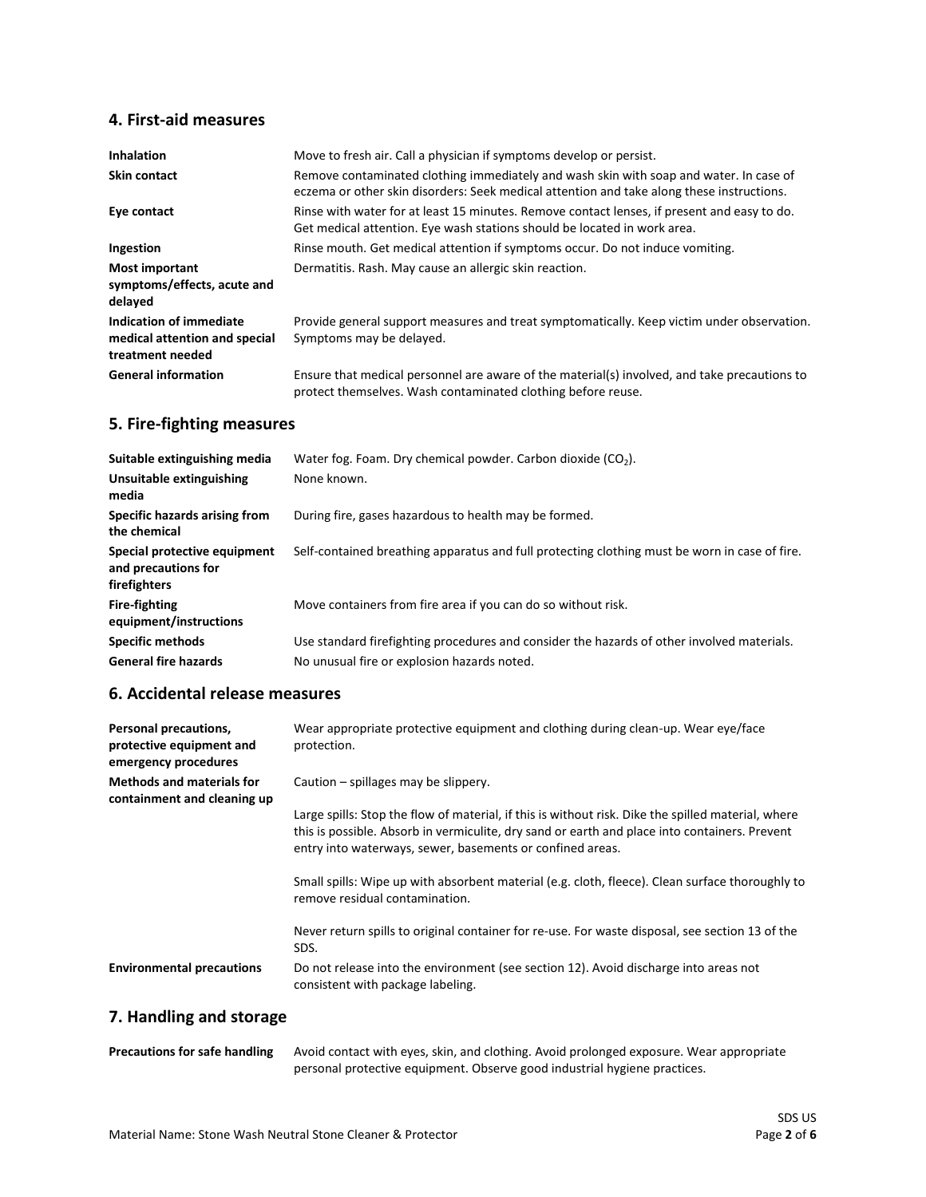## 4. First-aid measures

| | |
|---|---|
| **Inhalation** | Move to fresh air. Call a physician if symptoms develop or persist. |
| **Skin contact** | Remove contaminated clothing immediately and wash skin with soap and water. In case of eczema or other skin disorders: Seek medical attention and take along these instructions. |
| **Eye contact** | Rinse with water for at least 15 minutes. Remove contact lenses, if present and easy to do. Get medical attention. Eye wash stations should be located in work area. |
| **Ingestion** | Rinse mouth. Get medical attention if symptoms occur. Do not induce vomiting. |
| **Most important symptoms/effects, acute and delayed** | Dermatitis. Rash. May cause an allergic skin reaction. |
| **Indication of immediate medical attention and special treatment needed** | Provide general support measures and treat symptomatically. Keep victim under observation. Symptoms may be delayed. |
| **General information** | Ensure that medical personnel are aware of the material(s) involved, and take precautions to protect themselves. Wash contaminated clothing before reuse. |

## 5. Fire-fighting measures

| | |
|---|---|
| **Suitable extinguishing media** | Water fog. Foam. Dry chemical powder. Carbon dioxide ($CO_2$). |
| **Unsuitable extinguishing media** | None known. |
| **Specific hazards arising from the chemical** | During fire, gases hazardous to health may be formed. |
| **Special protective equipment and precautions for firefighters** | Self-contained breathing apparatus and full protecting clothing must be worn in case of fire. |
| **Fire-fighting equipment/instructions** | Move containers from fire area if you can do so without risk. |
| **Specific methods** | Use standard firefighting procedures and consider the hazards of other involved materials. |
| **General fire hazards** | No unusual fire or explosion hazards noted. |

## 6. Accidental release measures

**Personal precautions, protective equipment and emergency procedures**
Wear appropriate protective equipment and clothing during clean-up. Wear eye/face protection.

**Methods and materials for containment and cleaning up**
Caution – spillages may be slippery.

Large spills: Stop the flow of material, if this is without risk. Dike the spilled material, where this is possible. Absorb in vermiculite, dry sand or earth and place into containers. Prevent entry into waterways, sewer, basements or confined areas.

Small spills: Wipe up with absorbent material (e.g. cloth, fleece). Clean surface thoroughly to remove residual contamination.

Never return spills to original container for re-use. For waste disposal, see section 13 of the SDS.

**Environmental precautions**
Do not release into the environment (see section 12). Avoid discharge into areas not consistent with package labeling.

## 7. Handling and storage

**Precautions for safe handling**
Avoid contact with eyes, skin, and clothing. Avoid prolonged exposure. Wear appropriate personal protective equipment. Observe good industrial hygiene practices.

Material Name: Stone Wash Neutral Stone Cleaner & Protector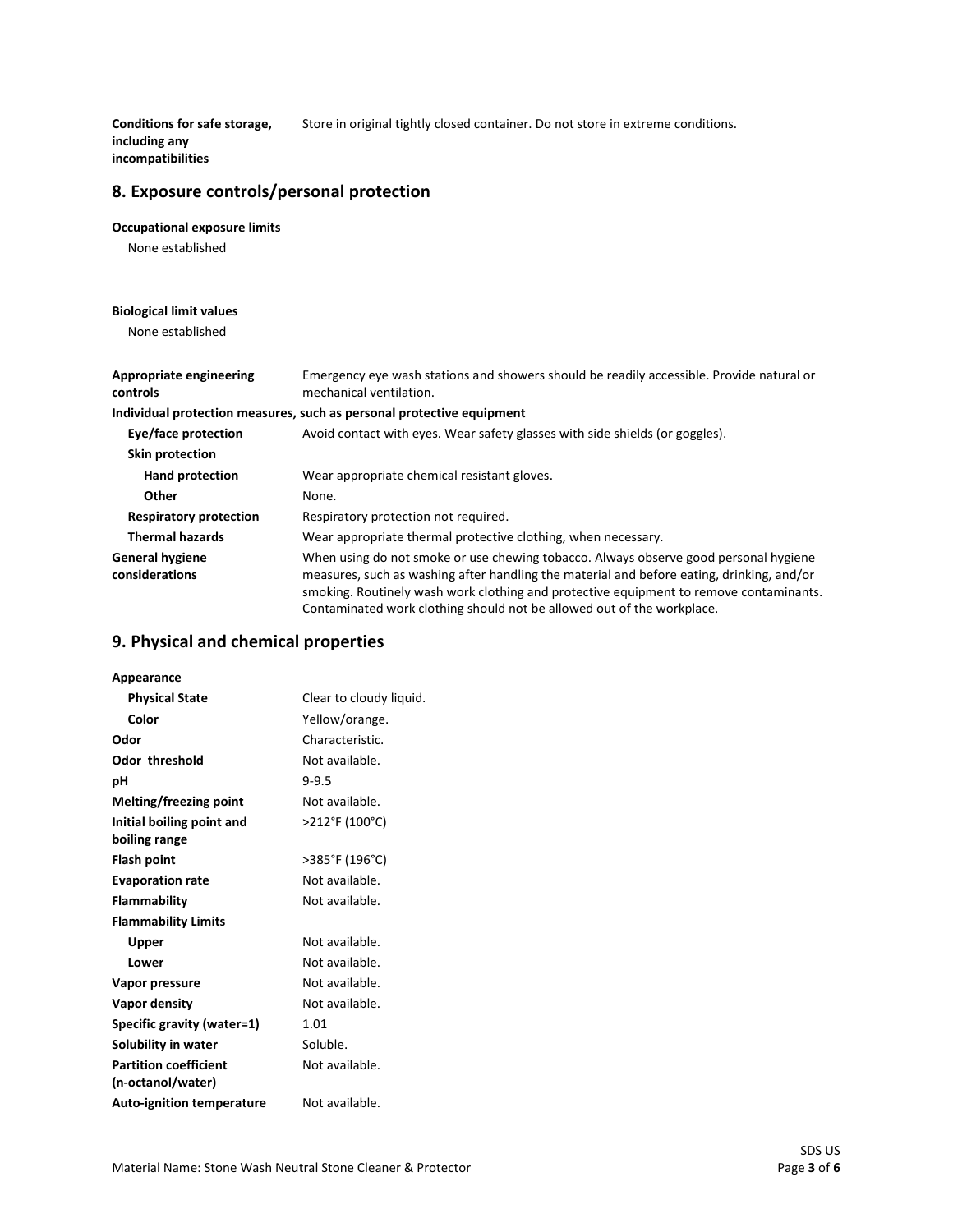| | |
|---|---|
| **Conditions for safe storage, including any incompatibilities** | Store in original tightly closed container. Do not store in extreme conditions. |

## 8. Exposure controls/personal protection

**Occupational exposure limits**

None established

**Biological limit values**

None established

| | |
|---|---|
| **Appropriate engineering controls** | Emergency eye wash stations and showers should be readily accessible. Provide natural or mechanical ventilation. |
| **Individual protection measures, such as personal protective equipment** | |
| **Eye/face protection** | Avoid contact with eyes. Wear safety glasses with side shields (or goggles). |
| **Skin protection** | |
| **Hand protection** | Wear appropriate chemical resistant gloves. |
| **Other** | None. |
| **Respiratory protection** | Respiratory protection not required. |
| **Thermal hazards** | Wear appropriate thermal protective clothing, when necessary. |
| **General hygiene considerations** | When using do not smoke or use chewing tobacco. Always observe good personal hygiene measures, such as washing after handling the material and before eating, drinking, and/or smoking. Routinely wash work clothing and protective equipment to remove contaminants. Contaminated work clothing should not be allowed out of the workplace. |

## 9. Physical and chemical properties

| | |
|---|---|
| **Appearance** | |
| **Physical State** | Clear to cloudy liquid. |
| **Color** | Yellow/orange. |
| **Odor** | Characteristic. |
| **Odor threshold** | Not available. |
| **pH** | 9-9.5 |
| **Melting/freezing point** | Not available. |
| **Initial boiling point and boiling range** | >212°F (100°C) |
| **Flash point** | >385°F (196°C) |
| **Evaporation rate** | Not available. |
| **Flammability** | Not available. |
| **Flammability Limits** | |
| **Upper** | Not available. |
| **Lower** | Not available. |
| **Vapor pressure** | Not available. |
| **Vapor density** | Not available. |
| **Specific gravity (water=1)** | 1.01 |
| **Solubility in water** | Soluble. |
| **Partition coefficient (n-octanol/water)** | Not available. |
| **Auto-ignition temperature** | Not available. |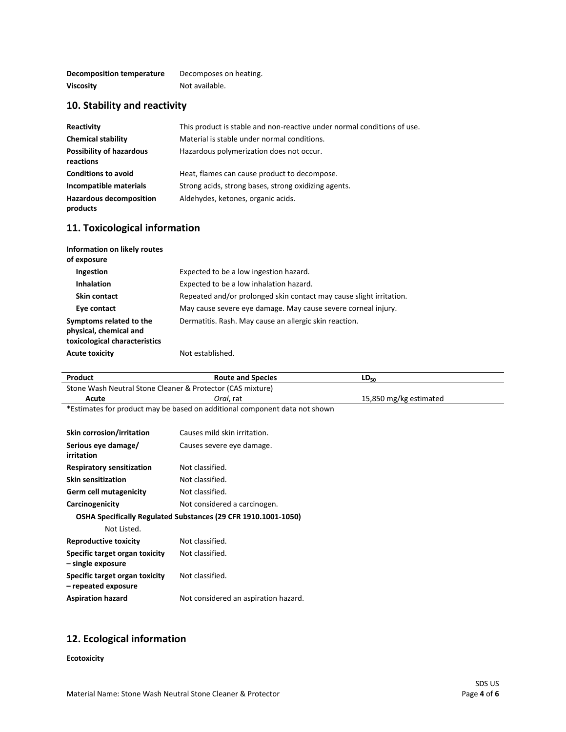| | |
|---|---|
| **Decomposition temperature** | Decomposes on heating. |
| **Viscosity** | Not available. |

## 10. Stability and reactivity

| | |
|---|---|
| **Reactivity** | This product is stable and non-reactive under normal conditions of use. |
| **Chemical stability** | Material is stable under normal conditions. |
| **Possibility of hazardous reactions** | Hazardous polymerization does not occur. |
| **Conditions to avoid** | Heat, flames can cause product to decompose. |
| **Incompatible materials** | Strong acids, strong bases, strong oxidizing agents. |
| **Hazardous decomposition products** | Aldehydes, ketones, organic acids. |

## 11. Toxicological information

**Information on likely routes of exposure**

| | |
|---|---|
| **Ingestion** | Expected to be a low ingestion hazard. |
| **Inhalation** | Expected to be a low inhalation hazard. |
| **Skin contact** | Repeated and/or prolonged skin contact may cause slight irritation. |
| **Eye contact** | May cause severe eye damage. May cause severe corneal injury. |
| **Symptoms related to the physical, chemical and toxicological characteristics** | Dermatitis. Rash. May cause an allergic skin reaction. |
| **Acute toxicity** | Not established. |

| Product | Route and Species | $LD_{50}$ |
|---|---|---|
| Stone Wash Neutral Stone Cleaner & Protector (CAS mixture) | | |
| **Acute** | *Oral*, rat | 15,850 mg/kg estimated |

*Estimates for product may be based on additional component data not shown

| | |
|---|---|
| **Skin corrosion/irritation** | Causes mild skin irritation. |
| **Serious eye damage/ irritation** | Causes severe eye damage. |
| **Respiratory sensitization** | Not classified. |
| **Skin sensitization** | Not classified. |
| **Germ cell mutagenicity** | Not classified. |
| **Carcinogenicity** | Not considered a carcinogen. |

**OSHA Specifically Regulated Substances (29 CFR 1910.1001-1050)**

Not Listed.

| | |
|---|---|
| **Reproductive toxicity** | Not classified. |
| **Specific target organ toxicity – single exposure** | Not classified. |
| **Specific target organ toxicity – repeated exposure** | Not classified. |
| **Aspiration hazard** | Not considered an aspiration hazard. |

## 12. Ecological information

**Ecotoxicity**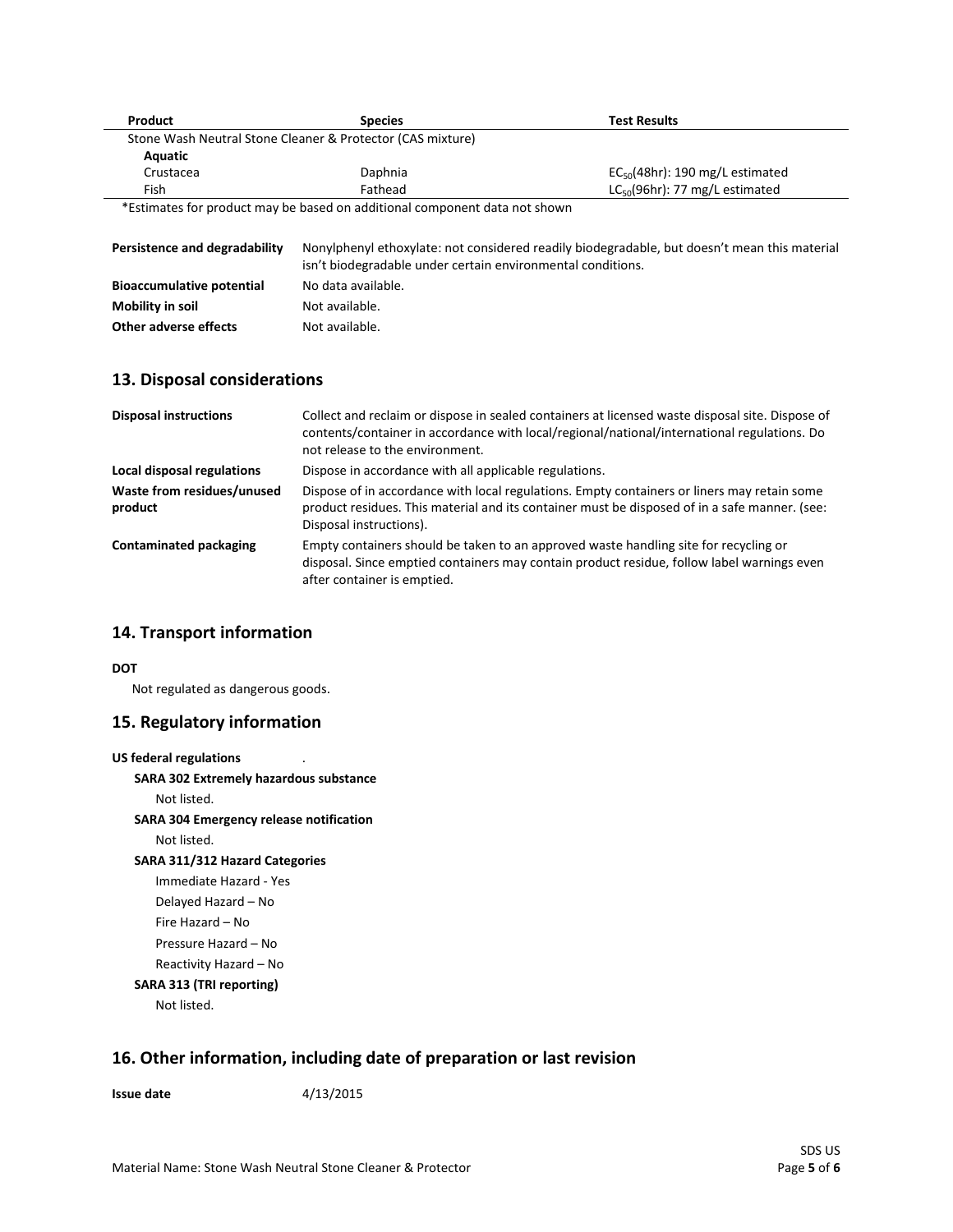| Product | Species | Test Results |
| --- | --- | --- |
| Stone Wash Neutral Stone Cleaner & Protector (CAS mixture) | | |
| **Aquatic** | | |
| Crustacea | Daphnia | $EC_{50}$(48hr): 190 mg/L estimated |
| Fish | Fathead | $LC_{50}$(96hr): 77 mg/L estimated |

*Estimates for product may be based on additional component data not shown

| | |
| --- | --- |
| **Persistence and degradability** | Nonylphenyl ethoxylate: not considered readily biodegradable, but doesn't mean this material isn't biodegradable under certain environmental conditions. |
| **Bioaccumulative potential** | No data available. |
| **Mobility in soil** | Not available. |
| **Other adverse effects** | Not available. |

## 13. Disposal considerations

| | |
| --- | --- |
| **Disposal instructions** | Collect and reclaim or dispose in sealed containers at licensed waste disposal site. Dispose of contents/container in accordance with local/regional/national/international regulations. Do not release to the environment. |
| **Local disposal regulations** | Dispose in accordance with all applicable regulations. |
| **Waste from residues/unused product** | Dispose of in accordance with local regulations. Empty containers or liners may retain some product residues. This material and its container must be disposed of in a safe manner. (see: Disposal instructions). |
| **Contaminated packaging** | Empty containers should be taken to an approved waste handling site for recycling or disposal. Since emptied containers may contain product residue, follow label warnings even after container is emptied. |

## 14. Transport information

**DOT**

Not regulated as dangerous goods.

## 15. Regulatory information

**US federal regulations** .

**SARA 302 Extremely hazardous substance**

Not listed.

**SARA 304 Emergency release notification**

Not listed.

**SARA 311/312 Hazard Categories**

Immediate Hazard - Yes

Delayed Hazard – No

Fire Hazard – No

Pressure Hazard – No

Reactivity Hazard – No

**SARA 313 (TRI reporting)**

Not listed.

## 16. Other information, including date of preparation or last revision

**Issue date** 4/13/2015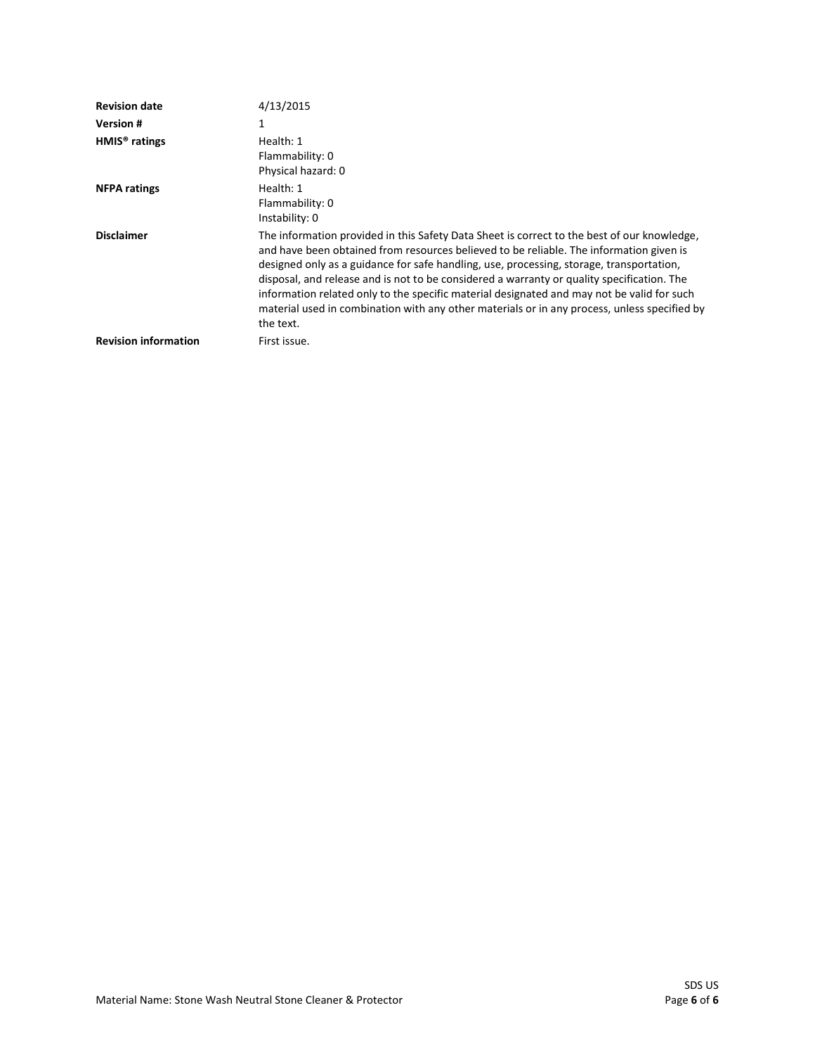| | |
|---|---|
| **Revision date** | 4/13/2015 |
| **Version #** | 1 |
| **HMIS® ratings** | Health: 1<br>Flammability: 0<br>Physical hazard: 0 |
| **NFPA ratings** | Health: 1<br>Flammability: 0<br>Instability: 0 |
| **Disclaimer** | The information provided in this Safety Data Sheet is correct to the best of our knowledge, and have been obtained from resources believed to be reliable. The information given is designed only as a guidance for safe handling, use, processing, storage, transportation, disposal, and release and is not to be considered a warranty or quality specification. The information related only to the specific material designated and may not be valid for such material used in combination with any other materials or in any process, unless specified by the text. |
| **Revision information** | First issue. |